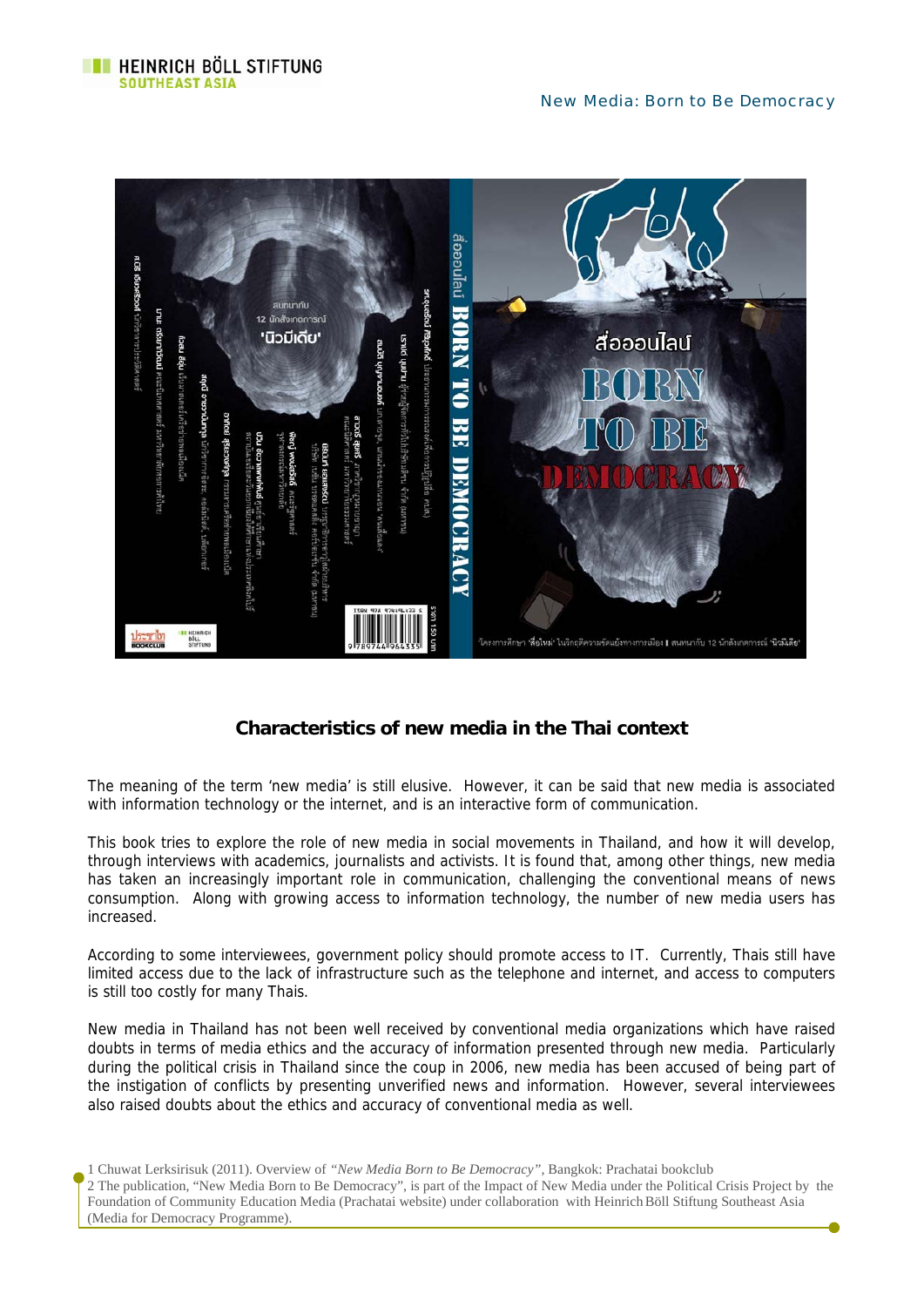## Characteristics of new media in the Thai context

The meaning of the term 'new media' is still elusive. However, it can be said that new media is associated with information technology or the internet, and is an interactive form of communication.

This book tries to explore the role of new media in social movements in Thailand, and how it will develop, through interviews with academics, journalists and activists. It is found that, among other things, new media has taken an increasingly important role in communication, challenging the conventional means of news consumption. Along with growing access to information technology, the number of new media users has increased.

According to some interviewees, government policy should promote access to IT. Currently, Thais still have limited access due to the lack of infrastructure such as the telephone and internet, and access to computers is still too costly for many Thais.

New media in Thailand has not been well received by conventional media organizations which have raised doubts in terms of media ethics and the accuracy of information presented through new media. Particularly during the political crisis in Thailand since the coup in 2006, new media has been accused of being part of the instigation of conflicts by presenting unverified news and information. However, several interviewees also raised doubts about the ethics and accuracy of conventional media as well.

1 Chuwat Lerksirisuk (2011). Overview of *"New Media Born to Be Democracy"*, Bangkok: Prachatai bookclub

2 The publication, "New Media Born to Be Democracy", is part of the Impact of New Media under the Political Crisis Project by the Foundation of Community Education Media (Prachatai website) under collaboration with Heinrich Böll Stiftung Southeast Asia (Media for Democracy Programme).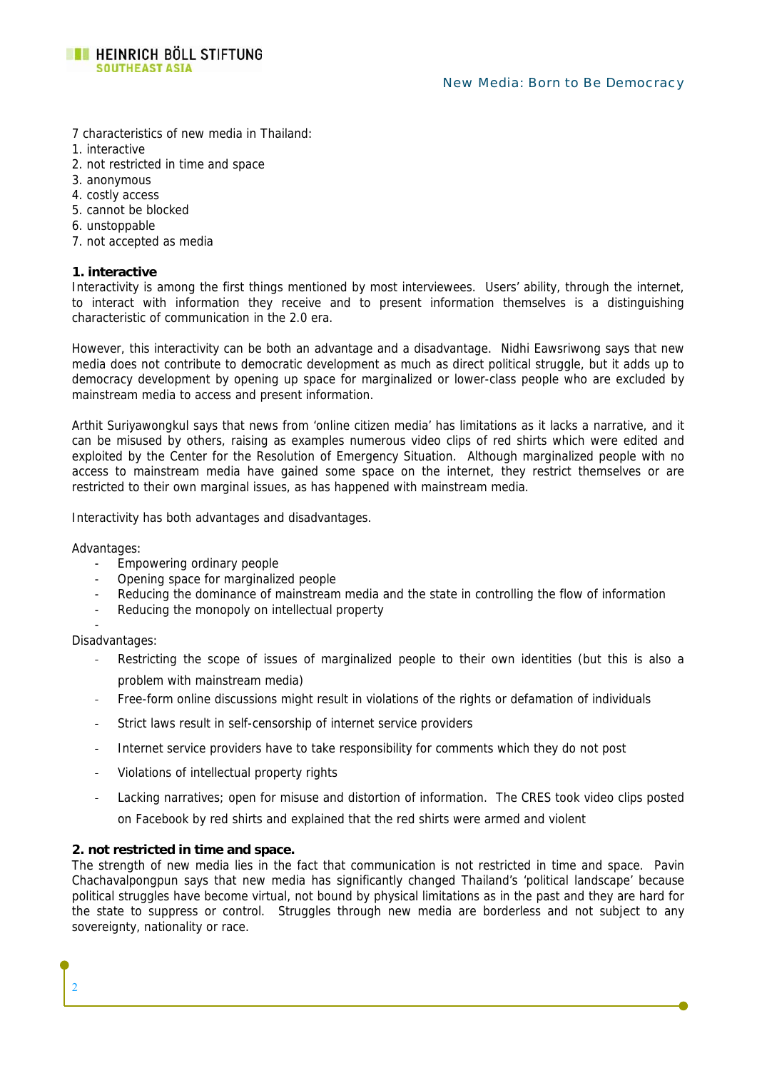7 characteristics of new media in Thailand:
1. interactive
2. not restricted in time and space
3. anonymous
4. costly access
5. cannot be blocked
6. unstoppable
7. not accepted as media

**1. interactive**

Interactivity is among the first things mentioned by most interviewees. Users' ability, through the internet, to interact with information they receive and to present information themselves is a distinguishing characteristic of communication in the 2.0 era.

However, this interactivity can be both an advantage and a disadvantage. Nidhi Eawsriwong says that new media does not contribute to democratic development as much as direct political struggle, but it adds up to democracy development by opening up space for marginalized or lower-class people who are excluded by mainstream media to access and present information.

Arthit Suriyawongkul says that news from 'online citizen media' has limitations as it lacks a narrative, and it can be misused by others, raising as examples numerous video clips of red shirts which were edited and exploited by the Center for the Resolution of Emergency Situation. Although marginalized people with no access to mainstream media have gained some space on the internet, they restrict themselves or are restricted to their own marginal issues, as has happened with mainstream media.

Interactivity has both advantages and disadvantages.

Advantages:

- Empowering ordinary people
- Opening space for marginalized people
- Reducing the dominance of mainstream media and the state in controlling the flow of information
- Reducing the monopoly on intellectual property

Disadvantages:

- Restricting the scope of issues of marginalized people to their own identities (but this is also a problem with mainstream media)
- Free-form online discussions might result in violations of the rights or defamation of individuals
- Strict laws result in self-censorship of internet service providers
- Internet service providers have to take responsibility for comments which they do not post
- Violations of intellectual property rights
- Lacking narratives; open for misuse and distortion of information. The CRES took video clips posted on Facebook by red shirts and explained that the red shirts were armed and violent

**2. not restricted in time and space.**

The strength of new media lies in the fact that communication is not restricted in time and space. Pavin Chachavalpongpun says that new media has significantly changed Thailand's 'political landscape' because political struggles have become virtual, not bound by physical limitations as in the past and they are hard for the state to suppress or control. Struggles through new media are borderless and not subject to any sovereignty, nationality or race.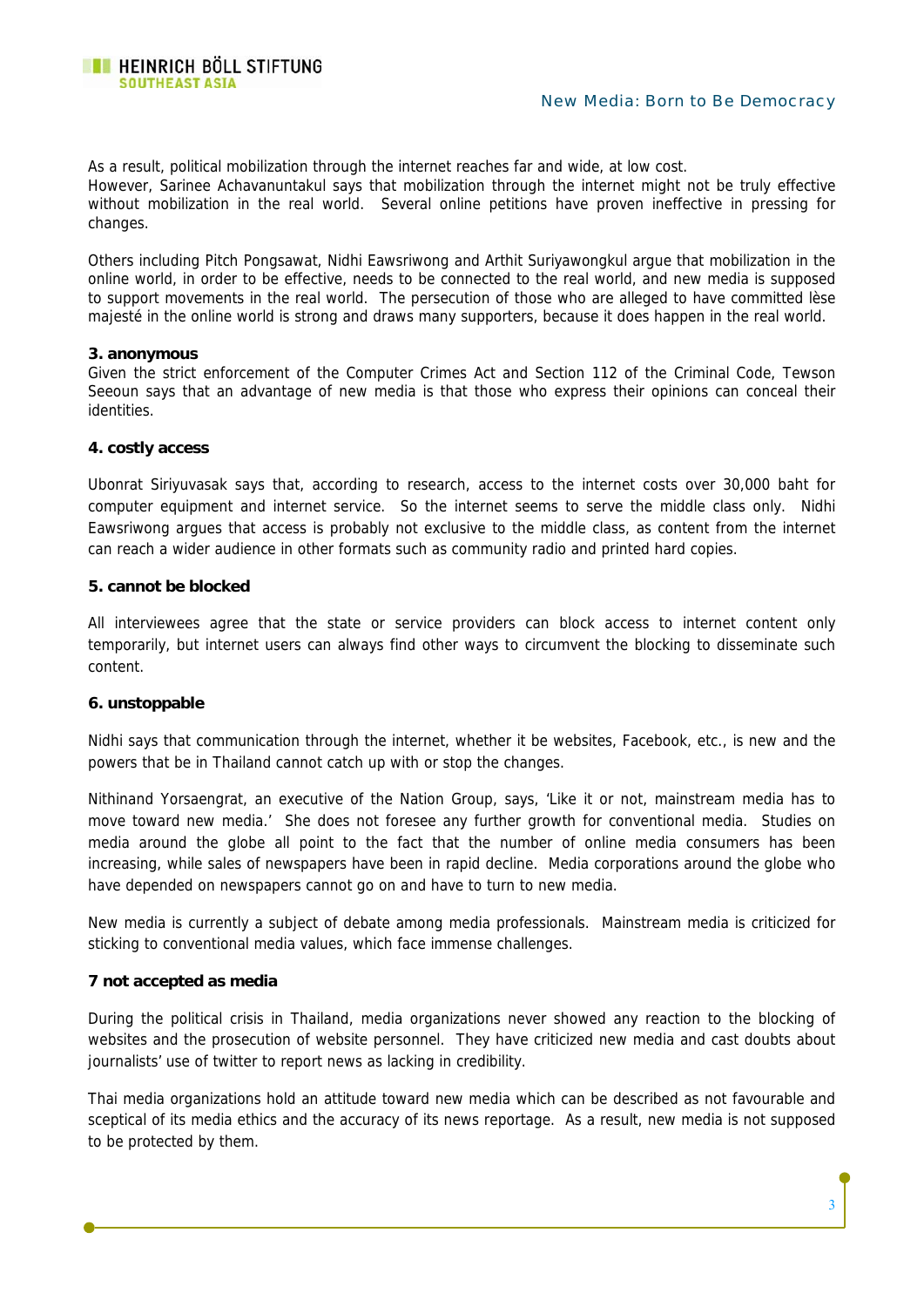As a result, political mobilization through the internet reaches far and wide, at low cost.
However, Sarinee Achavanuntakul says that mobilization through the internet might not be truly effective without mobilization in the real world. Several online petitions have proven ineffective in pressing for changes.

Others including Pitch Pongsawat, Nidhi Eawsriwong and Arthit Suriyawongkul argue that mobilization in the online world, in order to be effective, needs to be connected to the real world, and new media is supposed to support movements in the real world. The persecution of those who are alleged to have committed lèse majesté in the online world is strong and draws many supporters, because it does happen in the real world.

**3. anonymous**

Given the strict enforcement of the Computer Crimes Act and Section 112 of the Criminal Code, Tewson Seeoun says that an advantage of new media is that those who express their opinions can conceal their identities.

**4. costly access**

Ubonrat Siriyuvasak says that, according to research, access to the internet costs over 30,000 baht for computer equipment and internet service. So the internet seems to serve the middle class only. Nidhi Eawsriwong argues that access is probably not exclusive to the middle class, as content from the internet can reach a wider audience in other formats such as community radio and printed hard copies.

**5. cannot be blocked**

All interviewees agree that the state or service providers can block access to internet content only temporarily, but internet users can always find other ways to circumvent the blocking to disseminate such content.

**6. unstoppable**

Nidhi says that communication through the internet, whether it be websites, Facebook, etc., is new and the powers that be in Thailand cannot catch up with or stop the changes.

Nithinand Yorsaengrat, an executive of the Nation Group, says, 'Like it or not, mainstream media has to move toward new media.' She does not foresee any further growth for conventional media. Studies on media around the globe all point to the fact that the number of online media consumers has been increasing, while sales of newspapers have been in rapid decline. Media corporations around the globe who have depended on newspapers cannot go on and have to turn to new media.

New media is currently a subject of debate among media professionals. Mainstream media is criticized for sticking to conventional media values, which face immense challenges.

**7 not accepted as media**

During the political crisis in Thailand, media organizations never showed any reaction to the blocking of websites and the prosecution of website personnel. They have criticized new media and cast doubts about journalists' use of twitter to report news as lacking in credibility.

Thai media organizations hold an attitude toward new media which can be described as not favourable and sceptical of its media ethics and the accuracy of its news reportage. As a result, new media is not supposed to be protected by them.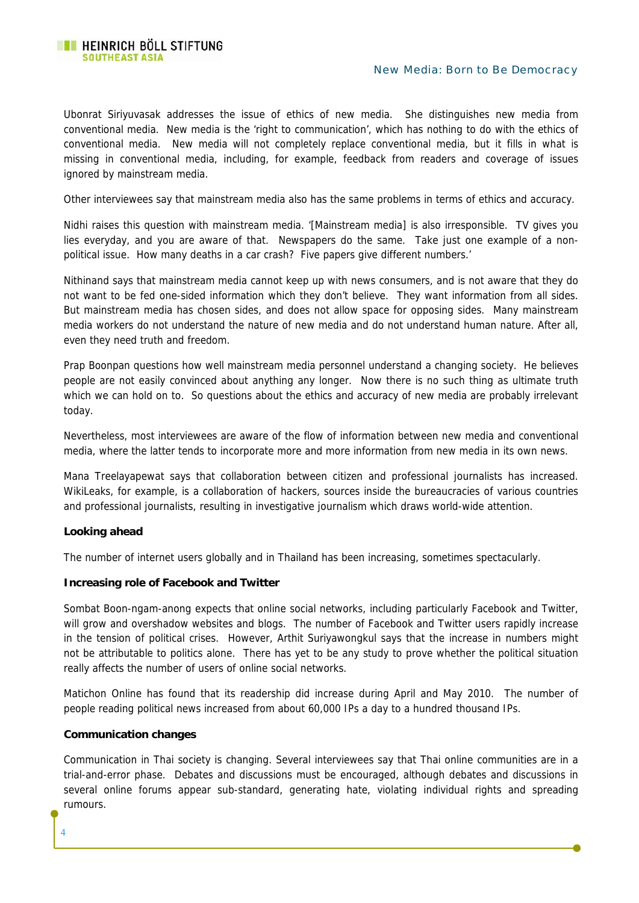Ubonrat Siriyuvasak addresses the issue of ethics of new media. She distinguishes new media from conventional media. New media is the 'right to communication', which has nothing to do with the ethics of conventional media. New media will not completely replace conventional media, but it fills in what is missing in conventional media, including, for example, feedback from readers and coverage of issues ignored by mainstream media.

Other interviewees say that mainstream media also has the same problems in terms of ethics and accuracy.

Nidhi raises this question with mainstream media. '[Mainstream media] is also irresponsible. TV gives you lies everyday, and you are aware of that. Newspapers do the same. Take just one example of a non-political issue. How many deaths in a car crash? Five papers give different numbers.'

Nithinand says that mainstream media cannot keep up with news consumers, and is not aware that they do not want to be fed one-sided information which they don't believe. They want information from all sides. But mainstream media has chosen sides, and does not allow space for opposing sides. Many mainstream media workers do not understand the nature of new media and do not understand human nature. After all, even they need truth and freedom.

Prap Boonpan questions how well mainstream media personnel understand a changing society. He believes people are not easily convinced about anything any longer. Now there is no such thing as ultimate truth which we can hold on to. So questions about the ethics and accuracy of new media are probably irrelevant today.

Nevertheless, most interviewees are aware of the flow of information between new media and conventional media, where the latter tends to incorporate more and more information from new media in its own news.

Mana Treelayapewat says that collaboration between citizen and professional journalists has increased. WikiLeaks, for example, is a collaboration of hackers, sources inside the bureaucracies of various countries and professional journalists, resulting in investigative journalism which draws world-wide attention.

**Looking ahead**

The number of internet users globally and in Thailand has been increasing, sometimes spectacularly.

**Increasing role of Facebook and Twitter**

Sombat Boon-ngam-anong expects that online social networks, including particularly Facebook and Twitter, will grow and overshadow websites and blogs. The number of Facebook and Twitter users rapidly increase in the tension of political crises. However, Arthit Suriyawongkul says that the increase in numbers might not be attributable to politics alone. There has yet to be any study to prove whether the political situation really affects the number of users of online social networks.

Matichon Online has found that its readership did increase during April and May 2010. The number of people reading political news increased from about 60,000 IPs a day to a hundred thousand IPs.

**Communication changes**

Communication in Thai society is changing. Several interviewees say that Thai online communities are in a trial-and-error phase. Debates and discussions must be encouraged, although debates and discussions in several online forums appear sub-standard, generating hate, violating individual rights and spreading rumours.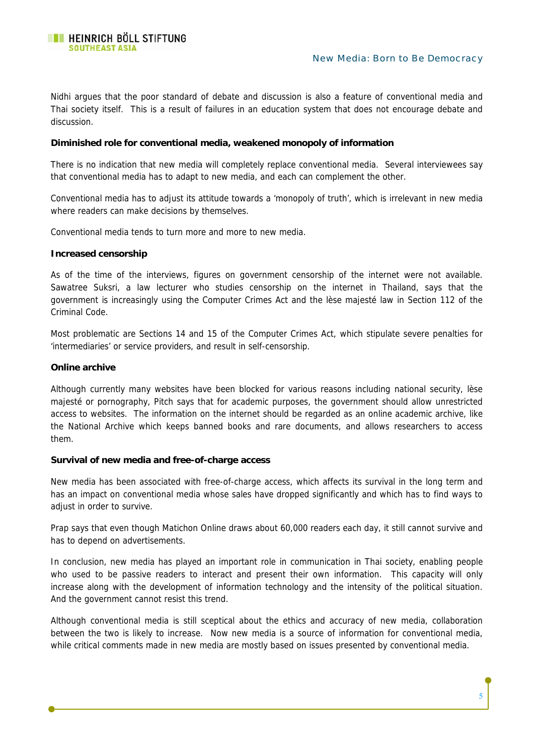Nidhi argues that the poor standard of debate and discussion is also a feature of conventional media and Thai society itself. This is a result of failures in an education system that does not encourage debate and discussion.

**Diminished role for conventional media, weakened monopoly of information**

There is no indication that new media will completely replace conventional media. Several interviewees say that conventional media has to adapt to new media, and each can complement the other.

Conventional media has to adjust its attitude towards a 'monopoly of truth', which is irrelevant in new media where readers can make decisions by themselves.

Conventional media tends to turn more and more to new media.

**Increased censorship**

As of the time of the interviews, figures on government censorship of the internet were not available. Sawatree Suksri, a law lecturer who studies censorship on the internet in Thailand, says that the government is increasingly using the Computer Crimes Act and the lèse majesté law in Section 112 of the Criminal Code.

Most problematic are Sections 14 and 15 of the Computer Crimes Act, which stipulate severe penalties for 'intermediaries' or service providers, and result in self-censorship.

**Online archive**

Although currently many websites have been blocked for various reasons including national security, lèse majesté or pornography, Pitch says that for academic purposes, the government should allow unrestricted access to websites. The information on the internet should be regarded as an online academic archive, like the National Archive which keeps banned books and rare documents, and allows researchers to access them.

**Survival of new media and free-of-charge access**

New media has been associated with free-of-charge access, which affects its survival in the long term and has an impact on conventional media whose sales have dropped significantly and which has to find ways to adjust in order to survive.

Prap says that even though Matichon Online draws about 60,000 readers each day, it still cannot survive and has to depend on advertisements.

In conclusion, new media has played an important role in communication in Thai society, enabling people who used to be passive readers to interact and present their own information. This capacity will only increase along with the development of information technology and the intensity of the political situation. And the government cannot resist this trend.

Although conventional media is still sceptical about the ethics and accuracy of new media, collaboration between the two is likely to increase. Now new media is a source of information for conventional media, while critical comments made in new media are mostly based on issues presented by conventional media.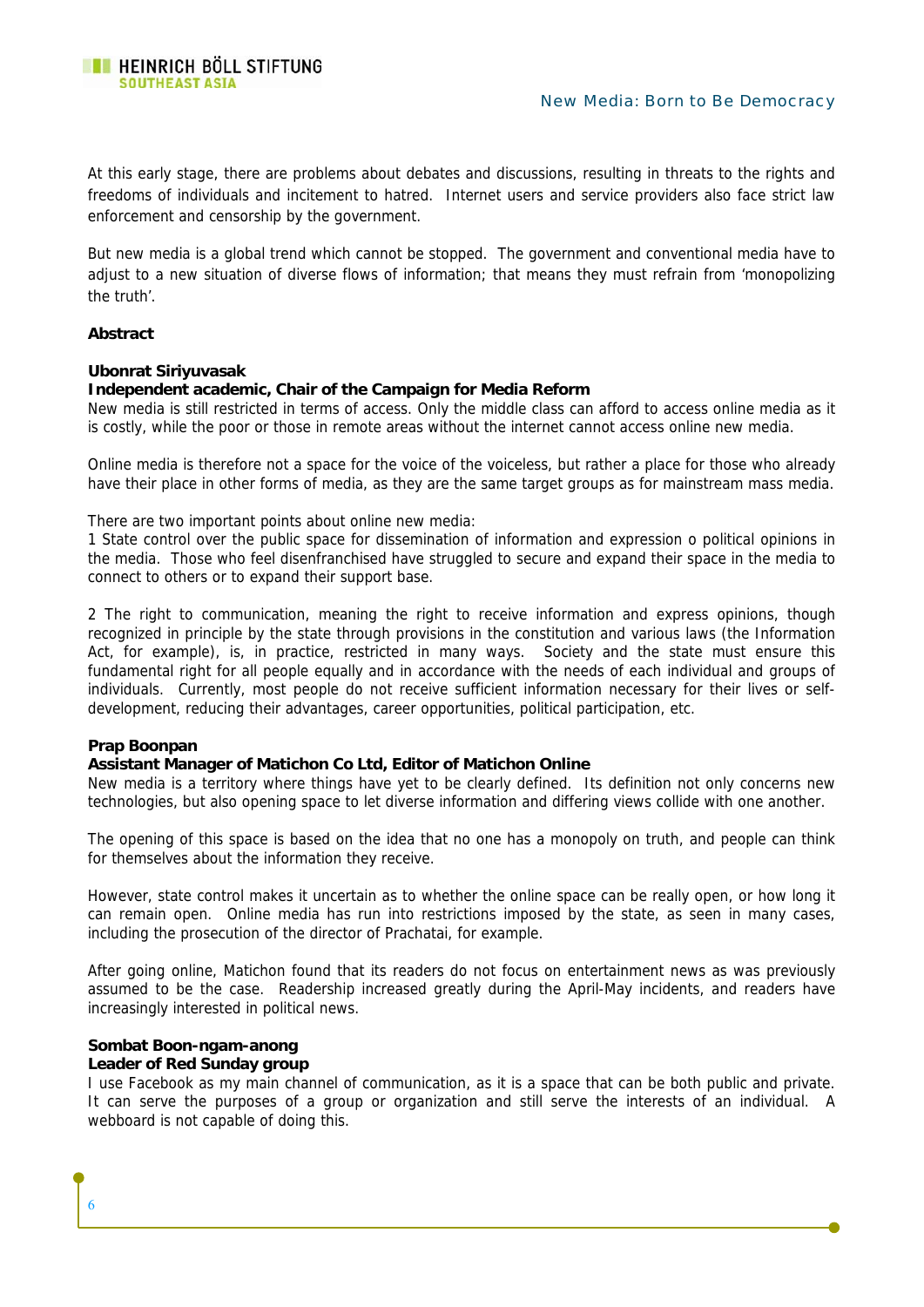At this early stage, there are problems about debates and discussions, resulting in threats to the rights and freedoms of individuals and incitement to hatred. Internet users and service providers also face strict law enforcement and censorship by the government.

But new media is a global trend which cannot be stopped. The government and conventional media have to adjust to a new situation of diverse flows of information; that means they must refrain from 'monopolizing the truth'.

**Abstract**

**Ubonrat Siriyuvasak**
**Independent academic, Chair of the Campaign for Media Reform**

New media is still restricted in terms of access. Only the middle class can afford to access online media as it is costly, while the poor or those in remote areas without the internet cannot access online new media.

Online media is therefore not a space for the voice of the voiceless, but rather a place for those who already have their place in other forms of media, as they are the same target groups as for mainstream mass media.

There are two important points about online new media:

1 State control over the public space for dissemination of information and expression o political opinions in the media. Those who feel disenfranchised have struggled to secure and expand their space in the media to connect to others or to expand their support base.

2 The right to communication, meaning the right to receive information and express opinions, though recognized in principle by the state through provisions in the constitution and various laws (the Information Act, for example), is, in practice, restricted in many ways. Society and the state must ensure this fundamental right for all people equally and in accordance with the needs of each individual and groups of individuals. Currently, most people do not receive sufficient information necessary for their lives or self-development, reducing their advantages, career opportunities, political participation, etc.

**Prap Boonpan**
**Assistant Manager of Matichon Co Ltd, Editor of Matichon Online**

New media is a territory where things have yet to be clearly defined. Its definition not only concerns new technologies, but also opening space to let diverse information and differing views collide with one another.

The opening of this space is based on the idea that no one has a monopoly on truth, and people can think for themselves about the information they receive.

However, state control makes it uncertain as to whether the online space can be really open, or how long it can remain open. Online media has run into restrictions imposed by the state, as seen in many cases, including the prosecution of the director of Prachatai, for example.

After going online, Matichon found that its readers do not focus on entertainment news as was previously assumed to be the case. Readership increased greatly during the April-May incidents, and readers have increasingly interested in political news.

**Sombat Boon-ngam-anong**
**Leader of Red Sunday group**

I use Facebook as my main channel of communication, as it is a space that can be both public and private. It can serve the purposes of a group or organization and still serve the interests of an individual. A webboard is not capable of doing this.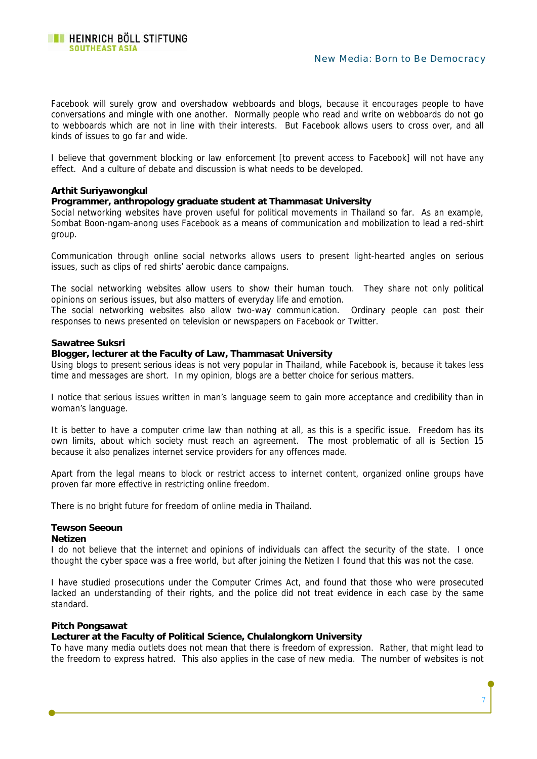Facebook will surely grow and overshadow webboards and blogs, because it encourages people to have conversations and mingle with one another. Normally people who read and write on webboards do not go to webboards which are not in line with their interests. But Facebook allows users to cross over, and all kinds of issues to go far and wide.

I believe that government blocking or law enforcement [to prevent access to Facebook] will not have any effect. And a culture of debate and discussion is what needs to be developed.

**Arthit Suriyawongkul**
**Programmer, anthropology graduate student at Thammasat University**

Social networking websites have proven useful for political movements in Thailand so far. As an example, Sombat Boon-ngam-anong uses Facebook as a means of communication and mobilization to lead a red-shirt group.

Communication through online social networks allows users to present light-hearted angles on serious issues, such as clips of red shirts' aerobic dance campaigns.

The social networking websites allow users to show their human touch. They share not only political opinions on serious issues, but also matters of everyday life and emotion.
The social networking websites also allow two-way communication. Ordinary people can post their responses to news presented on television or newspapers on Facebook or Twitter.

**Sawatree Suksri**
**Blogger, lecturer at the Faculty of Law, Thammasat University**

Using blogs to present serious ideas is not very popular in Thailand, while Facebook is, because it takes less time and messages are short. In my opinion, blogs are a better choice for serious matters.

I notice that serious issues written in man's language seem to gain more acceptance and credibility than in woman's language.

It is better to have a computer crime law than nothing at all, as this is a specific issue. Freedom has its own limits, about which society must reach an agreement. The most problematic of all is Section 15 because it also penalizes internet service providers for any offences made.

Apart from the legal means to block or restrict access to internet content, organized online groups have proven far more effective in restricting online freedom.

There is no bright future for freedom of online media in Thailand.

**Tewson Seeoun**
**Netizen**

I do not believe that the internet and opinions of individuals can affect the security of the state. I once thought the cyber space was a free world, but after joining the Netizen I found that this was not the case.

I have studied prosecutions under the Computer Crimes Act, and found that those who were prosecuted lacked an understanding of their rights, and the police did not treat evidence in each case by the same standard.

**Pitch Pongsawat**
**Lecturer at the Faculty of Political Science, Chulalongkorn University**

To have many media outlets does not mean that there is freedom of expression. Rather, that might lead to the freedom to express hatred. This also applies in the case of new media. The number of websites is not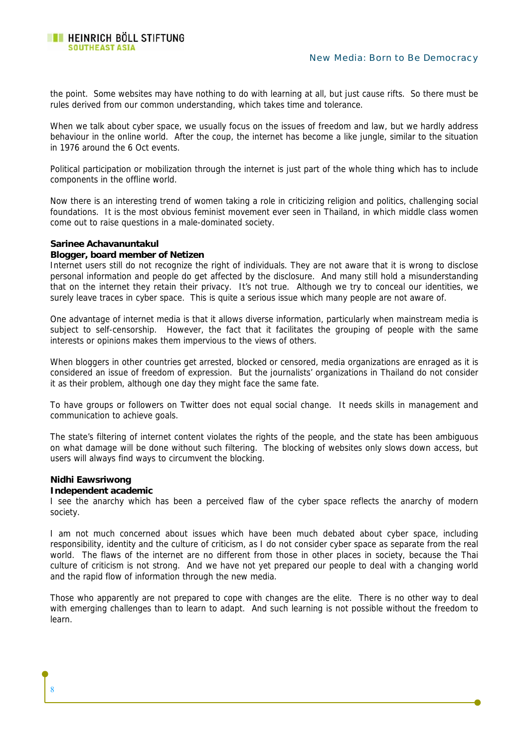the point. Some websites may have nothing to do with learning at all, but just cause rifts. So there must be rules derived from our common understanding, which takes time and tolerance.

When we talk about cyber space, we usually focus on the issues of freedom and law, but we hardly address behaviour in the online world. After the coup, the internet has become a like jungle, similar to the situation in 1976 around the 6 Oct events.

Political participation or mobilization through the internet is just part of the whole thing which has to include components in the offline world.

Now there is an interesting trend of women taking a role in criticizing religion and politics, challenging social foundations. It is the most obvious feminist movement ever seen in Thailand, in which middle class women come out to raise questions in a male-dominated society.

**Sarinee Achavanuntakul**
**Blogger, board member of Netizen**

Internet users still do not recognize the right of individuals. They are not aware that it is wrong to disclose personal information and people do get affected by the disclosure. And many still hold a misunderstanding that on the internet they retain their privacy. It's not true. Although we try to conceal our identities, we surely leave traces in cyber space. This is quite a serious issue which many people are not aware of.

One advantage of internet media is that it allows diverse information, particularly when mainstream media is subject to self-censorship. However, the fact that it facilitates the grouping of people with the same interests or opinions makes them impervious to the views of others.

When bloggers in other countries get arrested, blocked or censored, media organizations are enraged as it is considered an issue of freedom of expression. But the journalists' organizations in Thailand do not consider it as their problem, although one day they might face the same fate.

To have groups or followers on Twitter does not equal social change. It needs skills in management and communication to achieve goals.

The state's filtering of internet content violates the rights of the people, and the state has been ambiguous on what damage will be done without such filtering. The blocking of websites only slows down access, but users will always find ways to circumvent the blocking.

**Nidhi Eawsriwong**
**Independent academic**

I see the anarchy which has been a perceived flaw of the cyber space reflects the anarchy of modern society.

I am not much concerned about issues which have been much debated about cyber space, including responsibility, identity and the culture of criticism, as I do not consider cyber space as separate from the real world. The flaws of the internet are no different from those in other places in society, because the Thai culture of criticism is not strong. And we have not yet prepared our people to deal with a changing world and the rapid flow of information through the new media.

Those who apparently are not prepared to cope with changes are the elite. There is no other way to deal with emerging challenges than to learn to adapt. And such learning is not possible without the freedom to learn.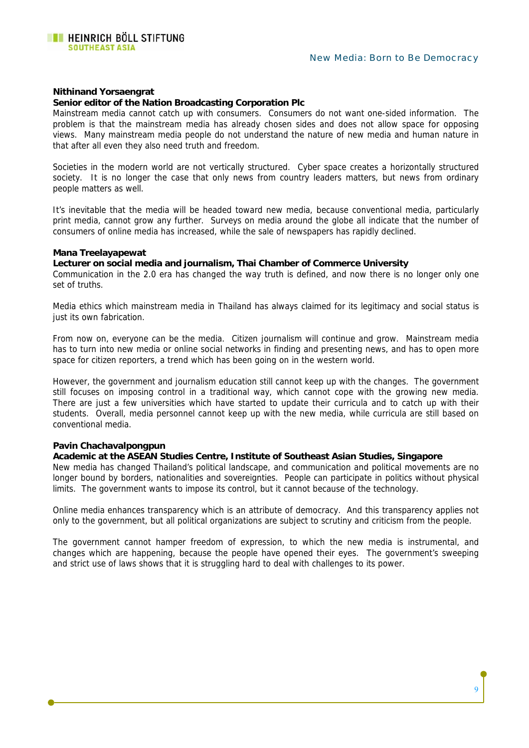**Nithinand Yorsaengrat**

**Senior editor of the Nation Broadcasting Corporation Plc**

Mainstream media cannot catch up with consumers. Consumers do not want one-sided information. The problem is that the mainstream media has already chosen sides and does not allow space for opposing views. Many mainstream media people do not understand the nature of new media and human nature in that after all even they also need truth and freedom.

Societies in the modern world are not vertically structured. Cyber space creates a horizontally structured society. It is no longer the case that only news from country leaders matters, but news from ordinary people matters as well.

It's inevitable that the media will be headed toward new media, because conventional media, particularly print media, cannot grow any further. Surveys on media around the globe all indicate that the number of consumers of online media has increased, while the sale of newspapers has rapidly declined.

**Mana Treelayapewat**

**Lecturer on social media and journalism, Thai Chamber of Commerce University**

Communication in the 2.0 era has changed the way truth is defined, and now there is no longer only one set of truths.

Media ethics which mainstream media in Thailand has always claimed for its legitimacy and social status is just its own fabrication.

From now on, everyone can be the media. Citizen journalism will continue and grow. Mainstream media has to turn into new media or online social networks in finding and presenting news, and has to open more space for citizen reporters, a trend which has been going on in the western world.

However, the government and journalism education still cannot keep up with the changes. The government still focuses on imposing control in a traditional way, which cannot cope with the growing new media. There are just a few universities which have started to update their curricula and to catch up with their students. Overall, media personnel cannot keep up with the new media, while curricula are still based on conventional media.

**Pavin Chachavalpongpun**

**Academic at the ASEAN Studies Centre, Institute of Southeast Asian Studies, Singapore**

New media has changed Thailand's political landscape, and communication and political movements are no longer bound by borders, nationalities and sovereignties. People can participate in politics without physical limits. The government wants to impose its control, but it cannot because of the technology.

Online media enhances transparency which is an attribute of democracy. And this transparency applies not only to the government, but all political organizations are subject to scrutiny and criticism from the people.

The government cannot hamper freedom of expression, to which the new media is instrumental, and changes which are happening, because the people have opened their eyes. The government's sweeping and strict use of laws shows that it is struggling hard to deal with challenges to its power.